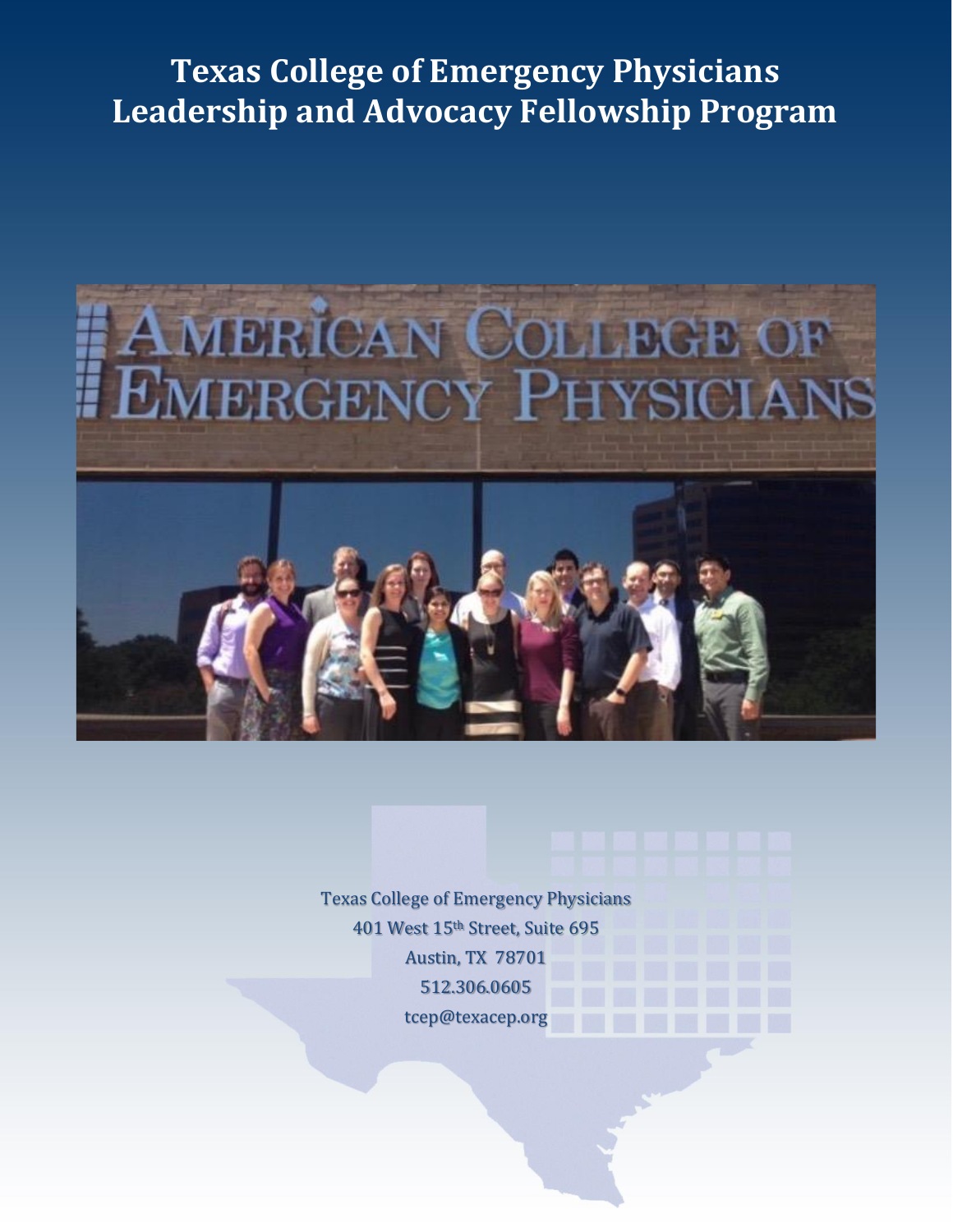# Texas College of Emergency Physicians Leadership and Advocacy Fellowship Program

Texas College of Emergency Physicians
401 West 15th Street, Suite 695
Austin, TX 78701
512.306.0605
tcep@texacep.org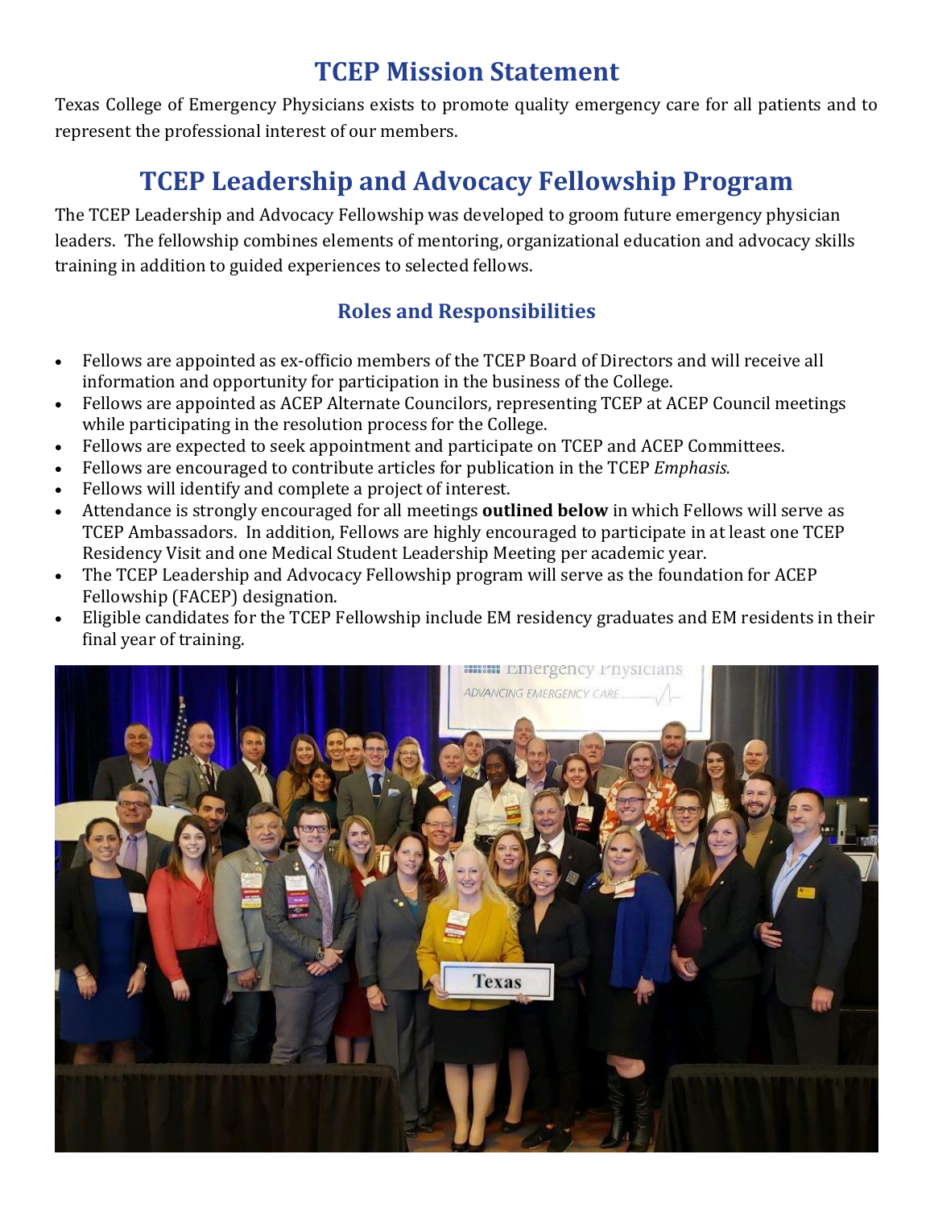# TCEP Mission Statement

Texas College of Emergency Physicians exists to promote quality emergency care for all patients and to represent the professional interest of our members.

# TCEP Leadership and Advocacy Fellowship Program

The TCEP Leadership and Advocacy Fellowship was developed to groom future emergency physician leaders. The fellowship combines elements of mentoring, organizational education and advocacy skills training in addition to guided experiences to selected fellows.

## Roles and Responsibilities

- Fellows are appointed as ex-officio members of the TCEP Board of Directors and will receive all information and opportunity for participation in the business of the College.
- Fellows are appointed as ACEP Alternate Councilors, representing TCEP at ACEP Council meetings while participating in the resolution process for the College.
- Fellows are expected to seek appointment and participate on TCEP and ACEP Committees.
- Fellows are encouraged to contribute articles for publication in the TCEP *Emphasis.*
- Fellows will identify and complete a project of interest.
- Attendance is strongly encouraged for all meetings **outlined below** in which Fellows will serve as TCEP Ambassadors. In addition, Fellows are highly encouraged to participate in at least one TCEP Residency Visit and one Medical Student Leadership Meeting per academic year.
- The TCEP Leadership and Advocacy Fellowship program will serve as the foundation for ACEP Fellowship (FACEP) designation.
- Eligible candidates for the TCEP Fellowship include EM residency graduates and EM residents in their final year of training.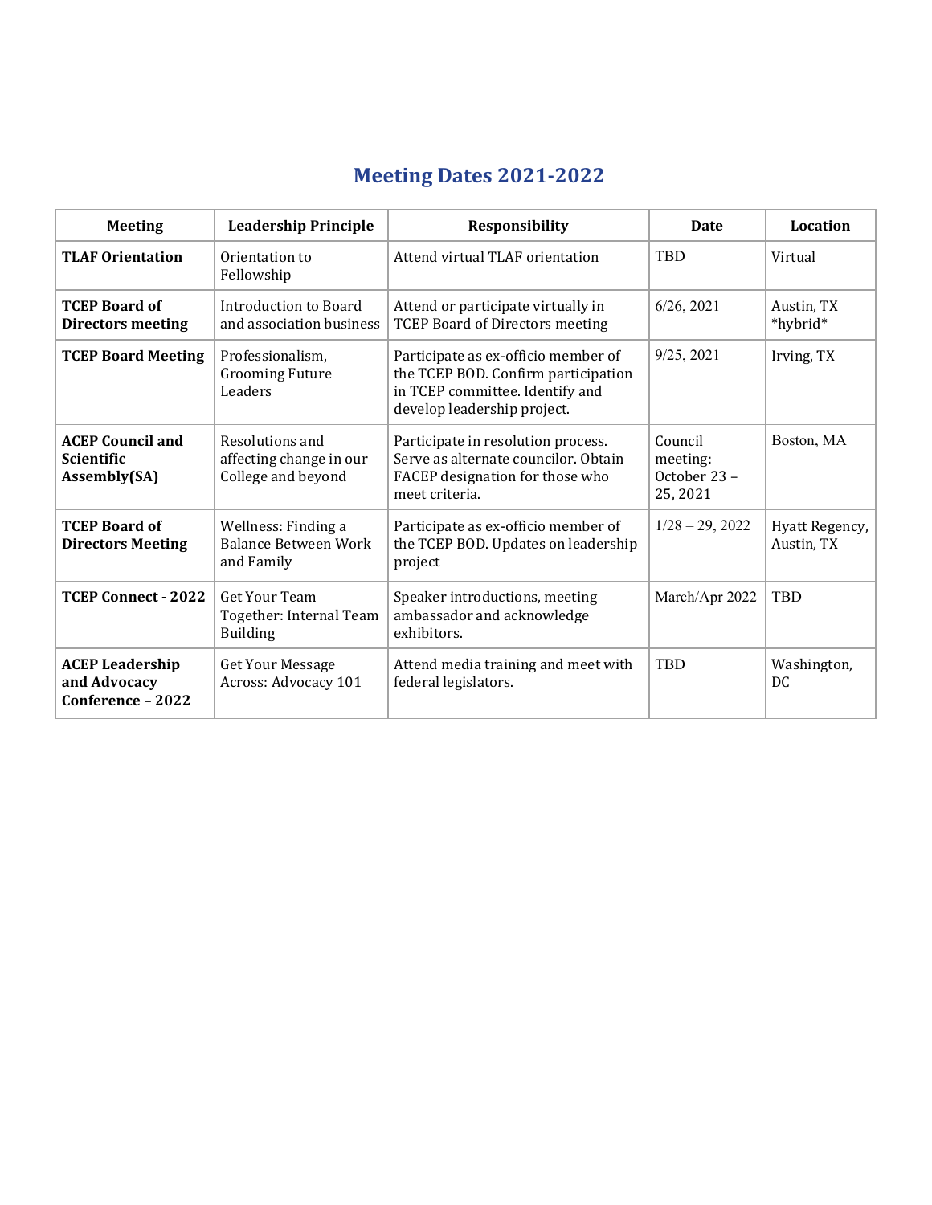# Meeting Dates 2021-2022

| Meeting | Leadership Principle | Responsibility | Date | Location |
|---|---|---|---|---|
| **TLAF Orientation** | Orientation to Fellowship | Attend virtual TLAF orientation | TBD | Virtual |
| **TCEP Board of Directors meeting** | Introduction to Board and association business | Attend or participate virtually in TCEP Board of Directors meeting | 6/26, 2021 | Austin, TX *hybrid* |
| **TCEP Board Meeting** | Professionalism, Grooming Future Leaders | Participate as ex-officio member of the TCEP BOD. Confirm participation in TCEP committee. Identify and develop leadership project. | 9/25, 2021 | Irving, TX |
| **ACEP Council and Scientific Assembly(SA)** | Resolutions and affecting change in our College and beyond | Participate in resolution process. Serve as alternate councilor. Obtain FACEP designation for those who meet criteria. | Council meeting: October 23 – 25, 2021 | Boston, MA |
| **TCEP Board of Directors Meeting** | Wellness: Finding a Balance Between Work and Family | Participate as ex-officio member of the TCEP BOD. Updates on leadership project | 1/28 – 29, 2022 | Hyatt Regency, Austin, TX |
| **TCEP Connect - 2022** | Get Your Team Together: Internal Team Building | Speaker introductions, meeting ambassador and acknowledge exhibitors. | March/Apr 2022 | TBD |
| **ACEP Leadership and Advocacy Conference – 2022** | Get Your Message Across: Advocacy 101 | Attend media training and meet with federal legislators. | TBD | Washington, DC |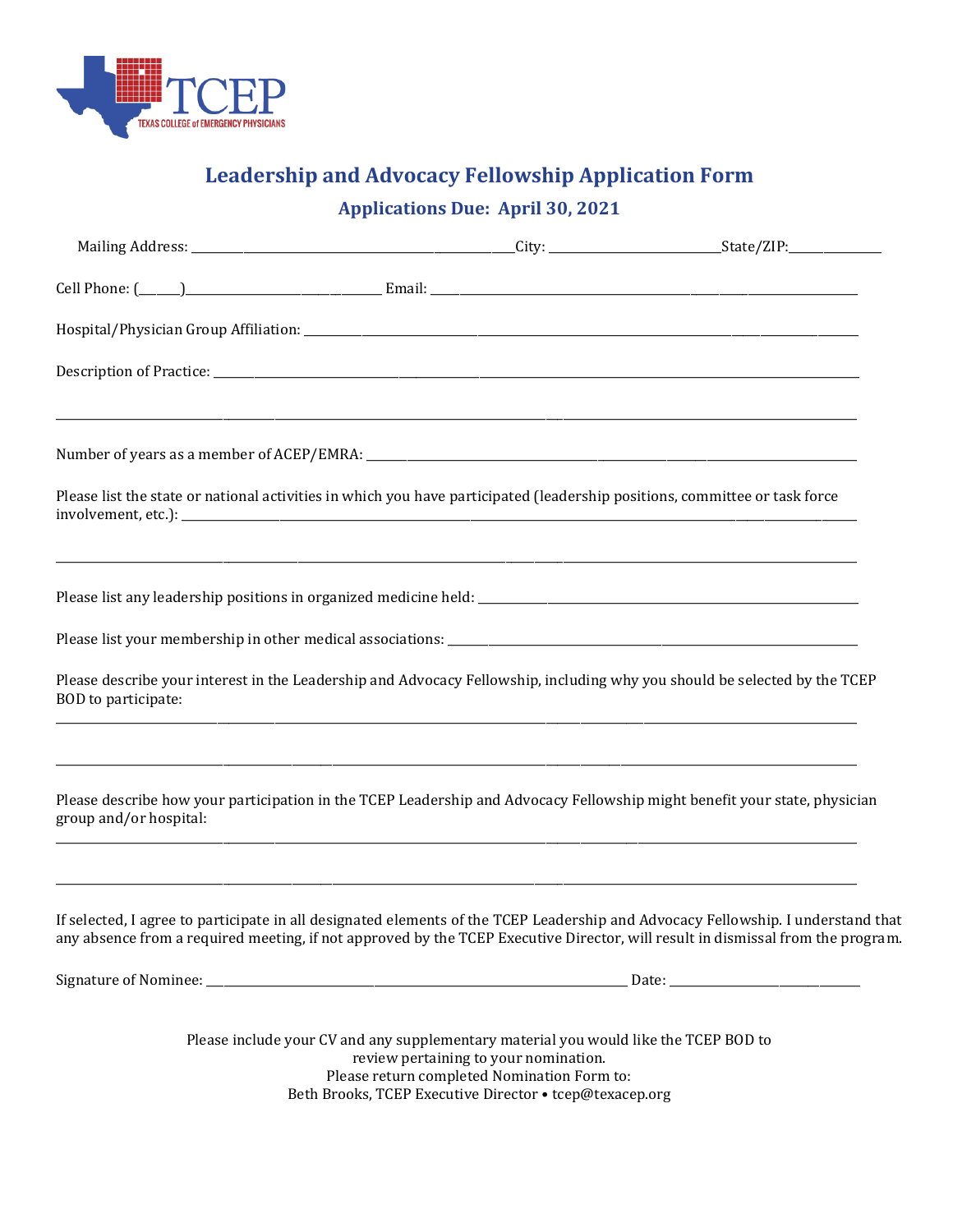TCEP
TEXAS COLLEGE of EMERGENCY PHYSICIANS

## Leadership and Advocacy Fellowship Application Form

### Applications Due: April 30, 2021

Mailing Address: ______________________________City: ____________________State/ZIP:____________

Cell Phone: (_____)______________________ Email: ______________________________________________

Hospital/Physician Group Affiliation: ______________________________________________________________

Description of Practice: ______________________________________________________________________

_____________________________________________________________________________________________

Number of years as a member of ACEP/EMRA: _____________________________________________________

Please list the state or national activities in which you have participated (leadership positions, committee or task force involvement, etc.): _________________________________________________________________________

_____________________________________________________________________________________________

Please list any leadership positions in organized medicine held: ___________________________________________

Please list your membership in other medical associations: ________________________________________________

Please describe your interest in the Leadership and Advocacy Fellowship, including why you should be selected by the TCEP BOD to participate:

_____________________________________________________________________________________________

_____________________________________________________________________________________________

Please describe how your participation in the TCEP Leadership and Advocacy Fellowship might benefit your state, physician group and/or hospital:

_____________________________________________________________________________________________

_____________________________________________________________________________________________

If selected, I agree to participate in all designated elements of the TCEP Leadership and Advocacy Fellowship. I understand that any absence from a required meeting, if not approved by the TCEP Executive Director, will result in dismissal from the program.

Signature of Nominee: _______________________________________________ Date: ________________________

Please include your CV and any supplementary material you would like the TCEP BOD to review pertaining to your nomination.
Please return completed Nomination Form to:
Beth Brooks, TCEP Executive Director • tcep@texacep.org